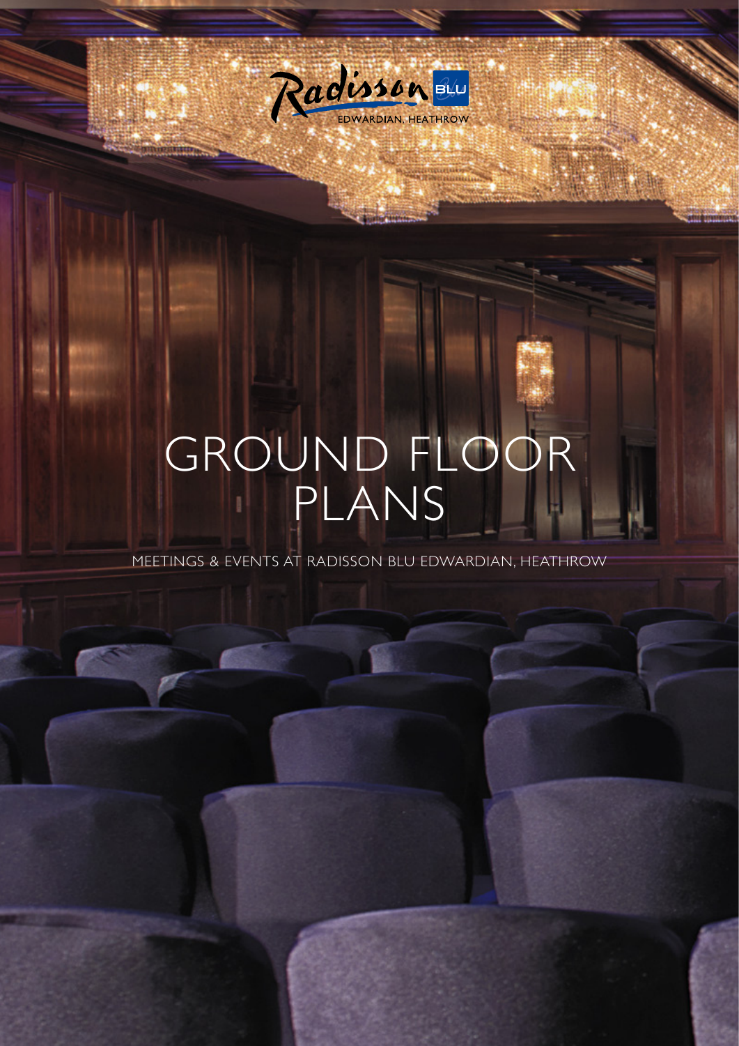Radisson BLU
EDWARDIAN, HEATHROW

# GROUND FLOOR PLANS

MEETINGS & EVENTS AT RADISSON BLU EDWARDIAN, HEATHROW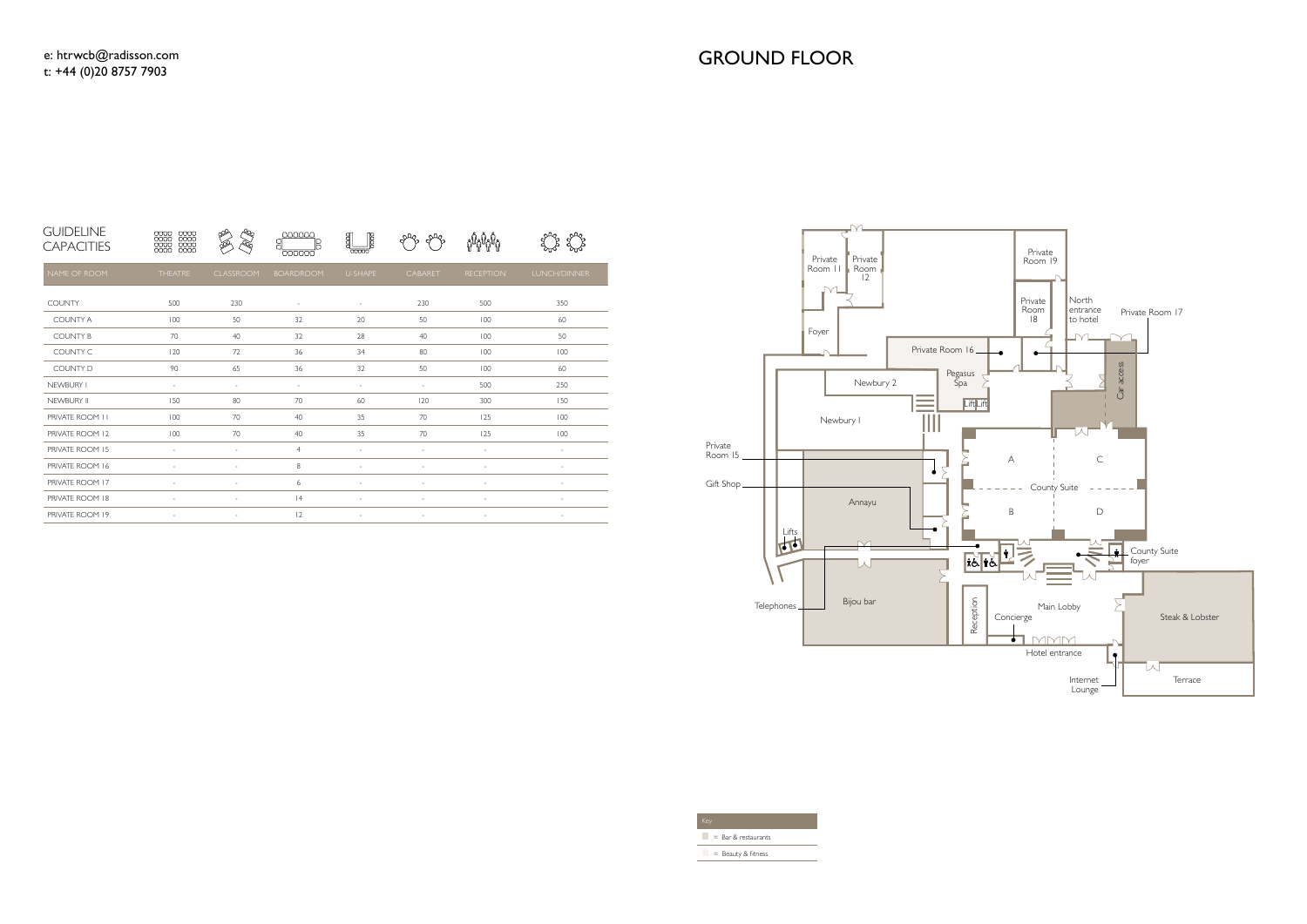e: htrwcb@radisson.com
t: +44 (0)20 8757 7903

# GROUND FLOOR

## GUIDELINE CAPACITIES

| NAME OF ROOM | THEATRE | CLASSROOM | BOARDROOM | U-SHAPE | CABARET | RECEPTION | LUNCH/DINNER |
|---|---|---|---|---|---|---|---|
| COUNTY | 500 | 230 | - | - | 230 | 500 | 350 |
| COUNTY A | 100 | 50 | 32 | 20 | 50 | 100 | 60 |
| COUNTY B | 70 | 40 | 32 | 28 | 40 | 100 | 50 |
| COUNTY C | 120 | 72 | 36 | 34 | 80 | 100 | 100 |
| COUNTY D | 90 | 65 | 36 | 32 | 50 | 100 | 60 |
| NEWBURY I | - | - | - | - | - | 500 | 250 |
| NEWBURY II | 150 | 80 | 70 | 60 | 120 | 300 | 150 |
| PRIVATE ROOM 11 | 100 | 70 | 40 | 35 | 70 | 125 | 100 |
| PRIVATE ROOM 12 | 100 | 70 | 40 | 35 | 70 | 125 | 100 |
| PRIVATE ROOM 15 | - | - | 4 | - | - | - | - |
| PRIVATE ROOM 16 | - | - | 8 | - | - | - | - |
| PRIVATE ROOM 17 | - | - | 6 | - | - | - | - |
| PRIVATE ROOM 18 | - | - | 14 | - | - | - | - |
| PRIVATE ROOM 19 | - | - | 12 | - | - | - | - |

Private Room 11, Private Room 12, Private Room 19, Private Room 18, North entrance to hotel, Private Room 17, Foyer, Private Room 16, Pegasus Spa, Newbury 2, Car access, Lift, Lift, Newbury 1, Private Room 15, A, C, County Suite, B, D, Gift Shop, Annayu, Lifts, County Suite foyer, Telephones, Bijou bar, Reception, Concierge, Main Lobby, Steak & Lobster, Hotel entrance, Internet Lounge, Terrace

| Key |
|---|
| = Bar & restaurants |
| = Beauty & fitness |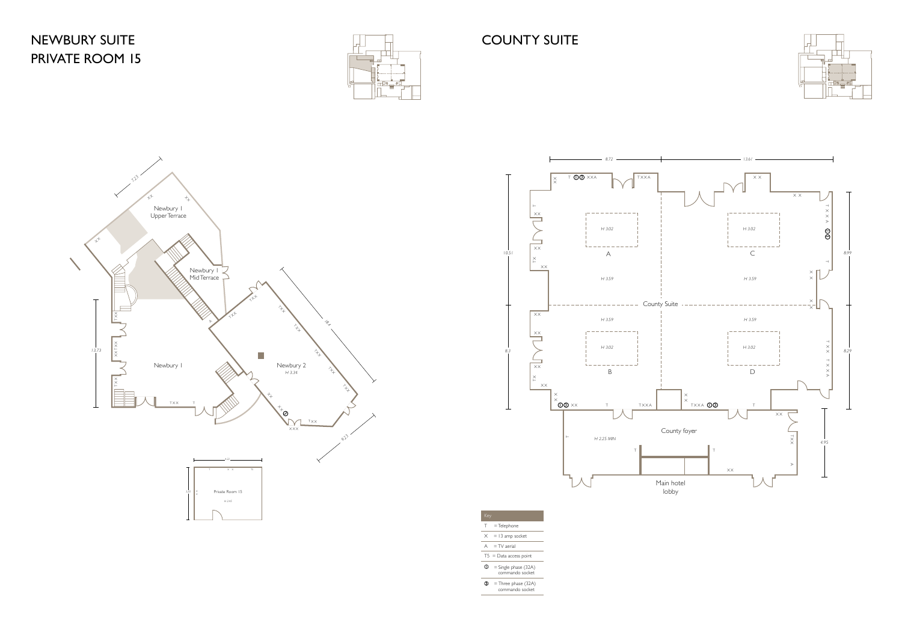# NEWBURY SUITE
# PRIVATE ROOM 15

# COUNTY SUITE

| Key | |
|---|---|
| T | = Telephone |
| X | = 13 amp socket |
| A | = TV aerial |
| TS | = Data access point |
| ① | = Single phase (32A) commando socket |
| ③ | = Three phase (32A) commando socket |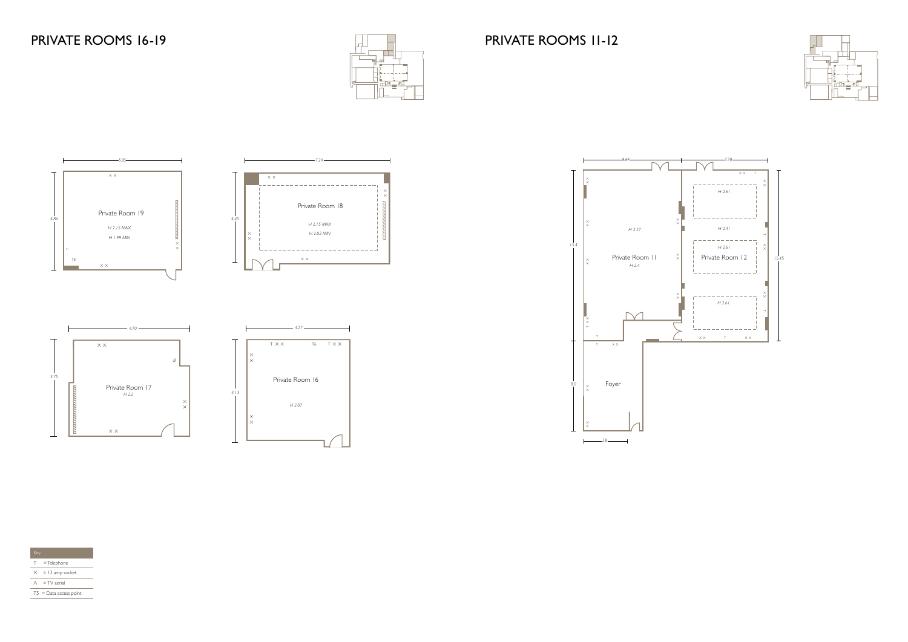# PRIVATE ROOMS 16-19

Private Room 19

*H 2.15 MAX*

*H 1.99 MIN*

5.85 × 4.86

Private Room 18

*H 2.15 MAX*

*H 2.02 MIN*

7.24 × 4.45

Private Room 17

*H 2.2*

4.70 × 3.75

Private Room 16

*H 2.07*

4.27 × 4.13

# PRIVATE ROOMS 11-12

Private Room 11

*H 2.4*

*H 2.27*

8.69 × 15.4

Private Room 12

*H 2.61*

*H 2.41*

7.78 × 15.45

Foyer

3.9 × 8.0

| Key | |
|---|---|
| T | = Telephone |
| X | = 13 amp socket |
| A | = TV aerial |
| T5 | = Data access point |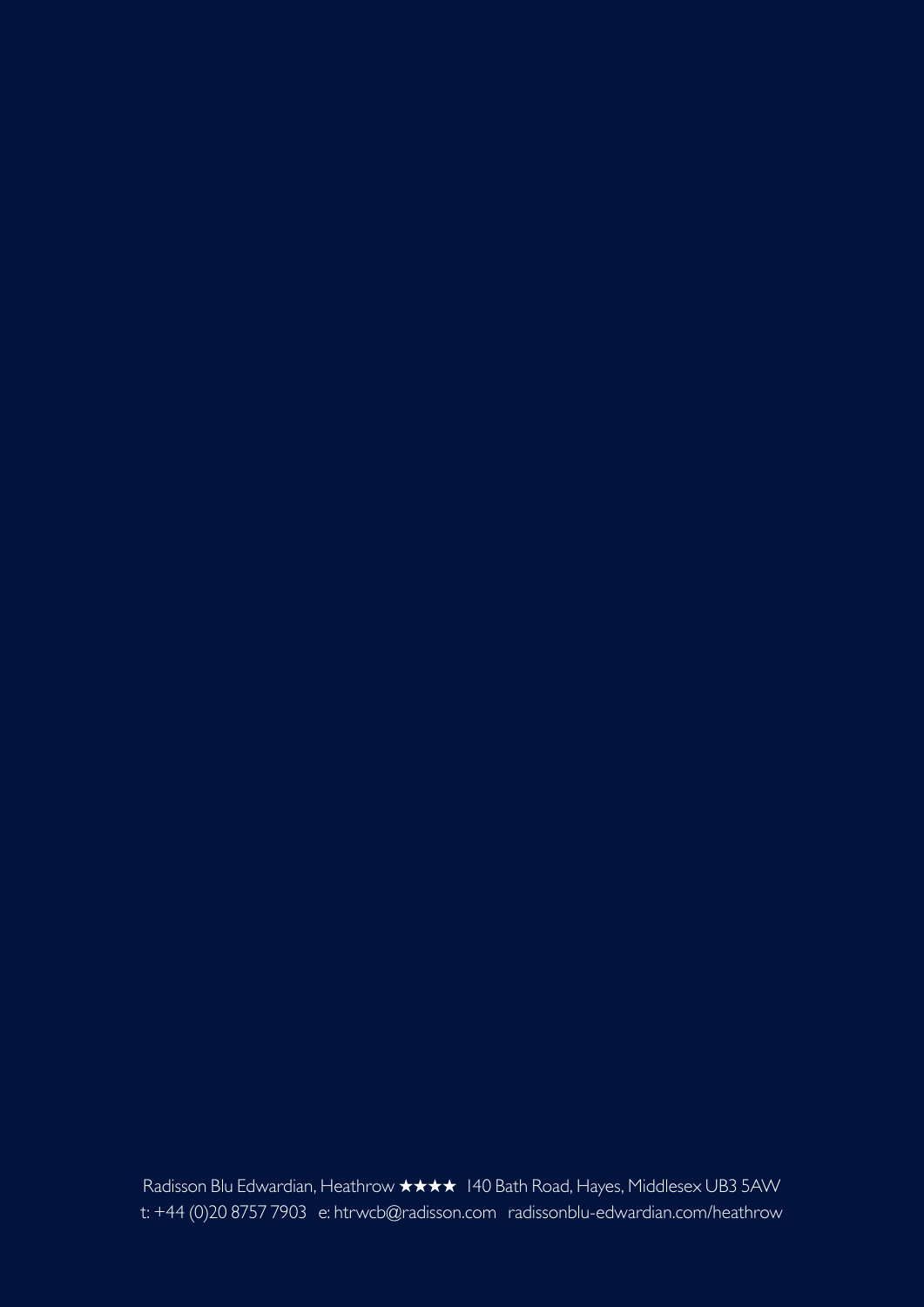Radisson Blu Edwardian, Heathrow ★★★★ 140 Bath Road, Hayes, Middlesex UB3 5AW
t: +44 (0)20 8757 7903 e: htrwcb@radisson.com radissonblu-edwardian.com/heathrow